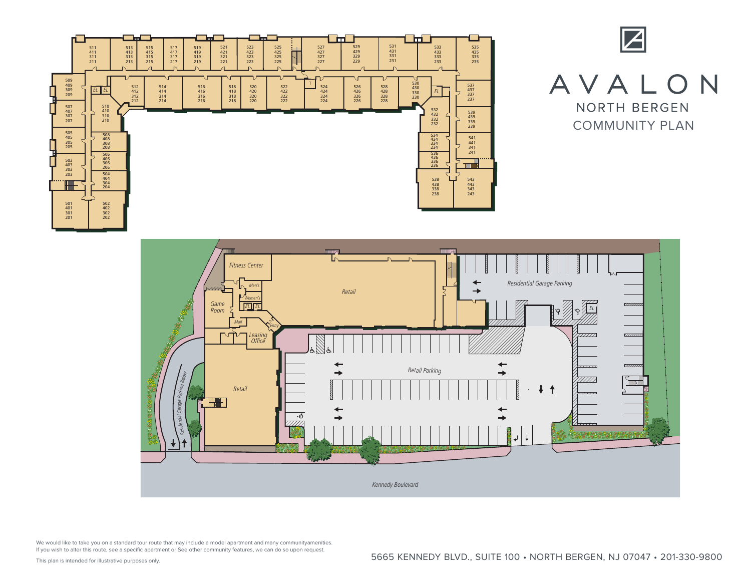# AVALON

## NORTH BERGEN

## COMMUNITY PLAN

511 411 311 211 · 513 413 313 213 · 515 415 315 215 · 517 417 317 217 · 519 419 319 219 · 521 421 321 221 · 523 423 323 223 · 525 425 325 225 · 527 427 327 227 · 529 429 329 229 · 531 431 331 231 · 533 433 333 233 · 535 435 335 235

509 409 309 209 · EL · EL · 512 412 312 212 · 514 414 314 214 · 516 416 316 216 · 518 418 318 218 · 520 420 320 220 · 522 422 322 222 · T · 524 424 324 224 · 526 426 326 226 · 528 428 328 228 · 530 430 330 230 · EL · 537 437 337 237

507 407 307 207 · 510 410 310 210 · 532 432 332 232 · 539 439 339 239

505 405 305 205 · 508 408 308 208 · 534 434 334 234 · 541 441 341 241

503 403 303 203 · 506 406 306 206 · 504 404 304 204 · 536 436 336 236

501 401 301 201 · 502 402 302 202 · 538 438 338 238 · 543 443 343 243

Fitness Center · Men's · Women's · EL · EL · Game Room · Mail · Entry · Leasing Office · Retail · Retail · Residential Garage Parking · EL · Retail Parking · Residential Garage Parking Below · Kennedy Boulevard

We would like to take you on a standard tour route that may include a model apartment and many communityamenities.
If you wish to alter this route, see a specific apartment or See other community features, we can do so upon request.

This plan is intended for illustrative purposes only.

5665 KENNEDY BLVD., SUITE 100 • NORTH BERGEN, NJ 07047 • 201-330-9800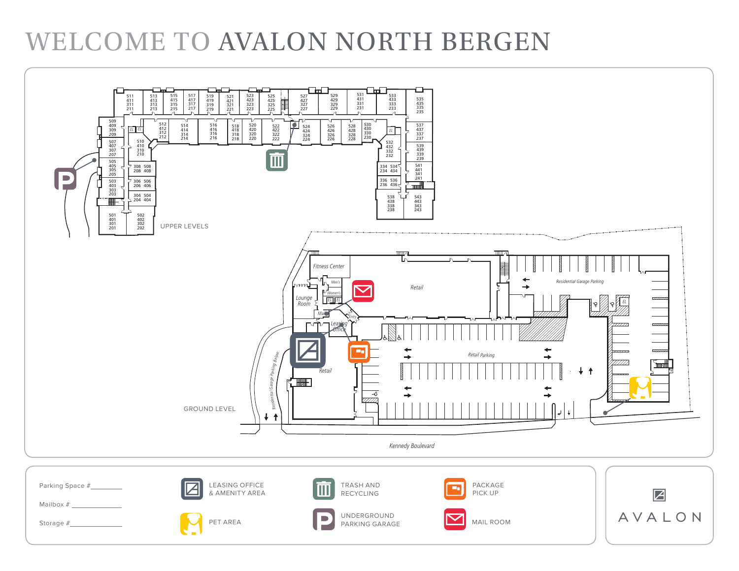# WELCOME TO AVALON NORTH BERGEN

UPPER LEVELS

511 411 311 211
513 413 313 213
515 415 315 215
517 417 317 217
519 419 319 219
521 421 321 221
523 423 323 223
525 425 325 225
527 427 327 227
529 429 329 229
531 431 331 231
533 433 333 233
535 435 335 235
509 409 309 209
507 407 307 207
505 405 305 205
503 403 303 203
501 401 301 201
512 412 312 212
514 414 314 214
516 416 316 216
518 418 318 218
520 420 320 220
522 422 322 222
524 424 324 224
526 426 326 226
528 428 328 228
530 430 330 230
510 410 310 210
308 508 208 408
306 506 206 406
304 504 204 404
502 402 302 202
532 432 332 232
334 534 234 434
336 536 236 436
538 438 338 238
537 437 337 237
539 439 339 239
541 441 341 241
543 443 343 243

GROUND LEVEL

Fitness Center
Men's
Women's
Lounge Room
Mail
Entry
Leasing Office
Retail
Retail
Residential Garage Parking
Retail Parking
Residential Garage Parking Below
Kennedy Boulevard

Parking Space #________

Mailbox #________

Storage #________

LEASING OFFICE & AMENITY AREA

TRASH AND RECYCLING

PACKAGE PICK UP

PET AREA

UNDERGROUND PARKING GARAGE

MAIL ROOM

AVALON